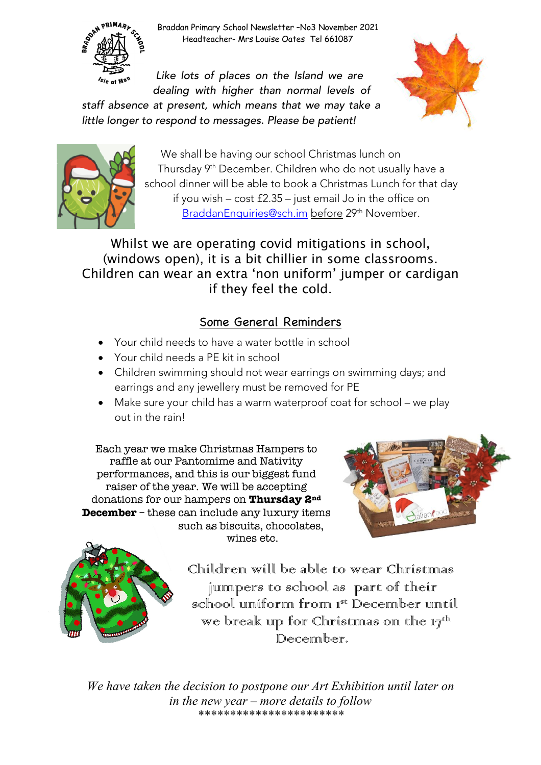Braddan Primary School Newsletter -No3 November 2021
Headteacher- Mrs Louise Oates Tel 661087

*Like lots of places on the Island we are dealing with higher than normal levels of staff absence at present, which means that we may take a little longer to respond to messages. Please be patient!*

We shall be having our school Christmas lunch on Thursday 9th December. Children who do not usually have a school dinner will be able to book a Christmas Lunch for that day if you wish – cost £2.35 – just email Jo in the office on BraddanEnquiries@sch.im before 29th November.

Whilst we are operating covid mitigations in school, (windows open), it is a bit chillier in some classrooms. Children can wear an extra 'non uniform' jumper or cardigan if they feel the cold.

## Some General Reminders

- Your child needs to have a water bottle in school
- Your child needs a PE kit in school
- Children swimming should not wear earrings on swimming days; and earrings and any jewellery must be removed for PE
- Make sure your child has a warm waterproof coat for school – we play out in the rain!

Each year we make Christmas Hampers to raffle at our Pantomime and Nativity performances, and this is our biggest fund raiser of the year. We will be accepting donations for our hampers on **Thursday 2nd December** – these can include any luxury items such as biscuits, chocolates, wines etc.

Children will be able to wear Christmas jumpers to school as part of their school uniform from 1st December until we break up for Christmas on the 17th December.

*We have taken the decision to postpone our Art Exhibition until later on in the new year – more details to follow*

**********************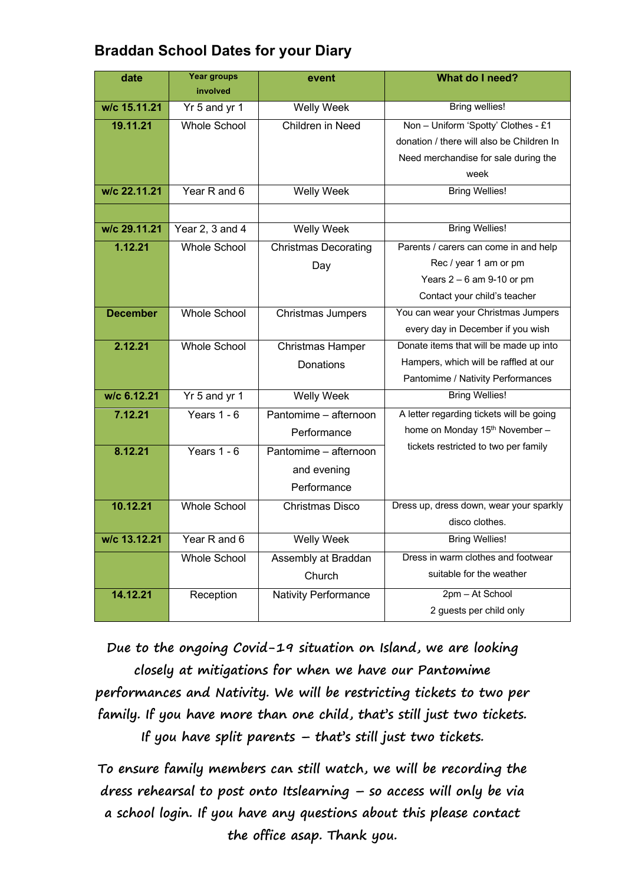## Braddan School Dates for your Diary

| date | Year groups involved | event | What do I need? |
|---|---|---|---|
| **w/c 15.11.21** | Yr 5 and yr 1 | Welly Week | Bring wellies! |
| **19.11.21** | Whole School | Children in Need | Non – Uniform 'Spotty' Clothes - £1 donation / there will also be Children In Need merchandise for sale during the week |
| **w/c 22.11.21** | Year R and 6 | Welly Week | Bring Wellies! |
| | | | |
| **w/c 29.11.21** | Year 2, 3 and 4 | Welly Week | Bring Wellies! |
| **1.12.21** | Whole School | Christmas Decorating Day | Parents / carers can come in and help Rec / year 1 am or pm Years 2 – 6 am 9-10 or pm Contact your child's teacher |
| **December** | Whole School | Christmas Jumpers | You can wear your Christmas Jumpers every day in December if you wish |
| **2.12.21** | Whole School | Christmas Hamper Donations | Donate items that will be made up into Hampers, which will be raffled at our Pantomime / Nativity Performances |
| **w/c 6.12.21** | Yr 5 and yr 1 | Welly Week | Bring Wellies! |
| **7.12.21** | Years 1 - 6 | Pantomime – afternoon Performance | A letter regarding tickets will be going home on Monday 15th November – tickets restricted to two per family |
| **8.12.21** | Years 1 - 6 | Pantomime – afternoon and evening Performance | |
| **10.12.21** | Whole School | Christmas Disco | Dress up, dress down, wear your sparkly disco clothes. |
| **w/c 13.12.21** | Year R and 6 | Welly Week | Bring Wellies! |
| | Whole School | Assembly at Braddan Church | Dress in warm clothes and footwear suitable for the weather |
| **14.12.21** | Reception | Nativity Performance | 2pm – At School 2 guests per child only |

Due to the ongoing Covid-19 situation on Island, we are looking closely at mitigations for when we have our Pantomime performances and Nativity. We will be restricting tickets to two per family. If you have more than one child, that's still just two tickets. If you have split parents – that's still just two tickets.

To ensure family members can still watch, we will be recording the dress rehearsal to post onto Itslearning – so access will only be via a school login. If you have any questions about this please contact the office asap. Thank you.